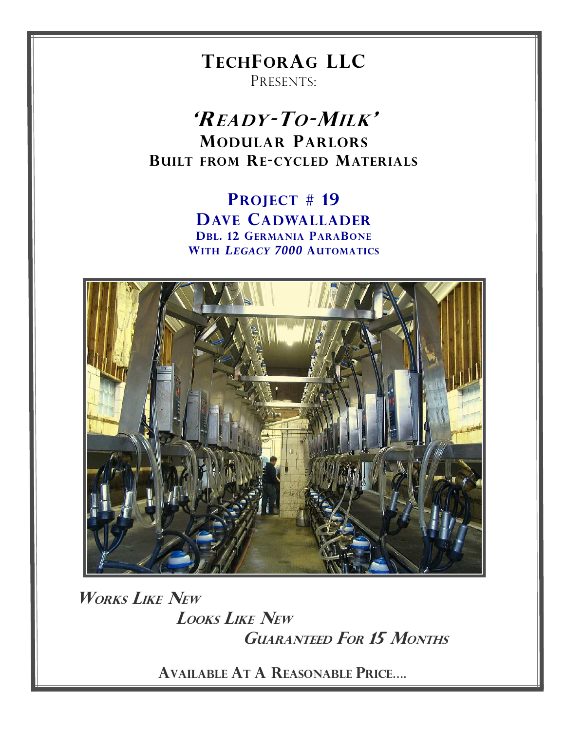# TechForAg LLC

Presents:

# *'Ready-To-Milk'*

## Modular Parlors

## Built from Re-cycled Materials

## Project # 19

## Dave Cadwallader

### Dbl. 12 Germania ParaBone

### With *Legacy 7000* Automatics

***Works Like New***

***Looks Like New***

***Guaranteed For 15 Months***

**Available At A Reasonable Price....**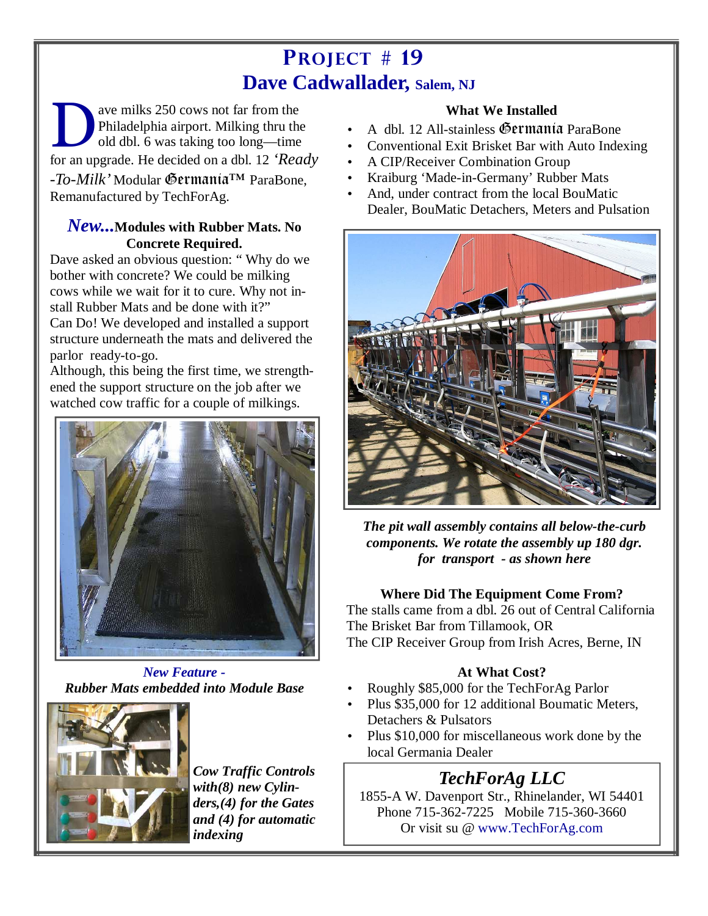# PROJECT # 19

## Dave Cadwallader, Salem, NJ

Dave milks 250 cows not far from the Philadelphia airport. Milking thru the old dbl. 6 was taking too long—time for an upgrade. He decided on a dbl. 12 *'Ready -To-Milk'* Modular Germania™ ParaBone, Remanufactured by TechForAg.

### *New...* Modules with Rubber Mats. No Concrete Required.

Dave asked an obvious question: " Why do we bother with concrete? We could be milking cows while we wait for it to cure. Why not install Rubber Mats and be done with it?"
Can Do! We developed and installed a support structure underneath the mats and delivered the parlor ready-to-go.
Although, this being the first time, we strengthened the support structure on the job after we watched cow traffic for a couple of milkings.

***New Feature -***
***Rubber Mats embedded into Module Base***

***Cow Traffic Controls with(8) new Cylinders,(4) for the Gates and (4) for automatic indexing***

### What We Installed

- A dbl. 12 All-stainless Germania ParaBone
- Conventional Exit Brisket Bar with Auto Indexing
- A CIP/Receiver Combination Group
- Kraiburg 'Made-in-Germany' Rubber Mats
- And, under contract from the local BouMatic Dealer, BouMatic Detachers, Meters and Pulsation

***The pit wall assembly contains all below-the-curb components. We rotate the assembly up 180 dgr. for transport - as shown here***

### Where Did The Equipment Come From?

The stalls came from a dbl. 26 out of Central California
The Brisket Bar from Tillamook, OR
The CIP Receiver Group from Irish Acres, Berne, IN

### At What Cost?

- Roughly $85,000 for the TechForAg Parlor
- Plus $35,000 for 12 additional Boumatic Meters, Detachers & Pulsators
- Plus $10,000 for miscellaneous work done by the local Germania Dealer

## *TechForAg LLC*

1855-A W. Davenport Str., Rhinelander, WI 54401
Phone 715-362-7225 Mobile 715-360-3660
Or visit su @ www.TechForAg.com